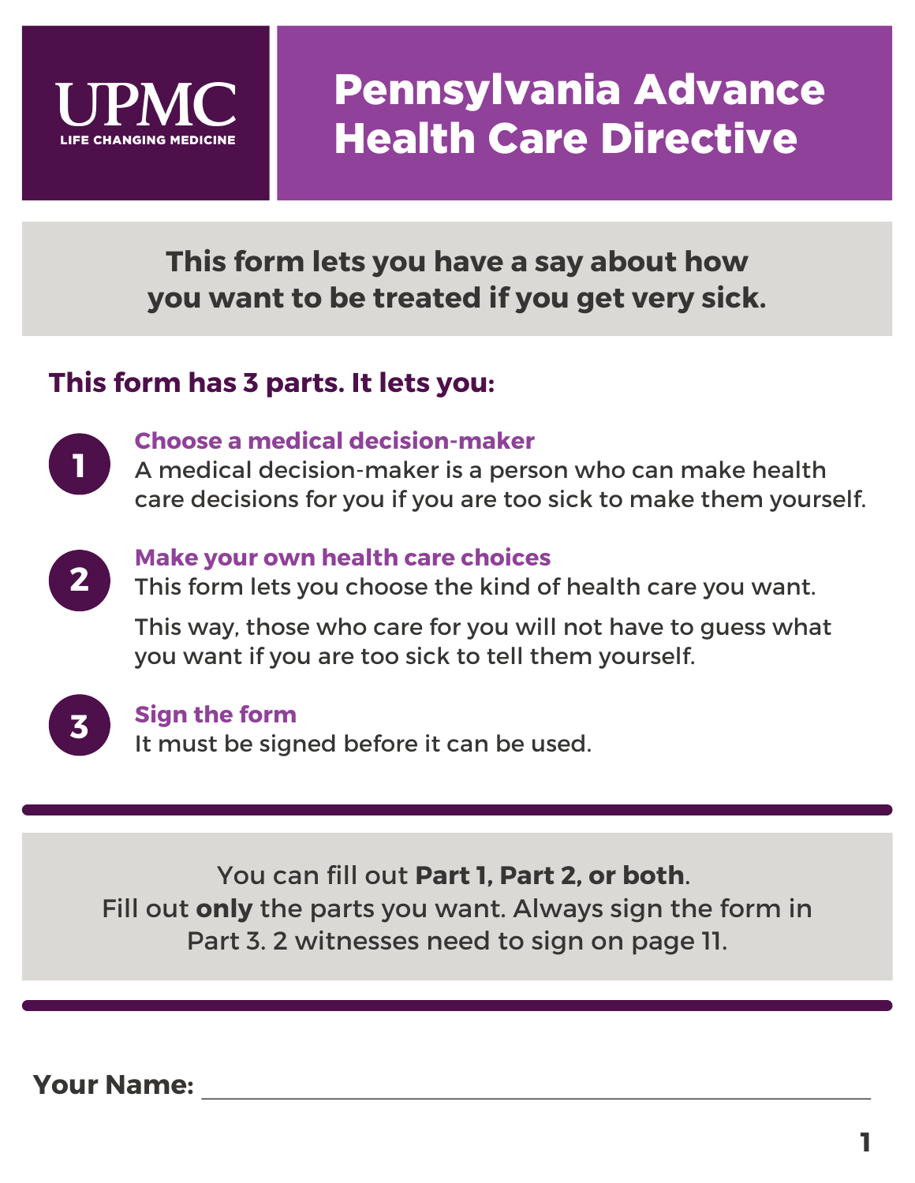UPMC

LIFE CHANGING MEDICINE

# Pennsylvania Advance Health Care Directive

**This form lets you have a say about how you want to be treated if you get very sick.**

## This form has 3 parts. It lets you:

**1. Choose a medical decision-maker**

A medical decision-maker is a person who can make health care decisions for you if you are too sick to make them yourself.

**2. Make your own health care choices**

This form lets you choose the kind of health care you want.

This way, those who care for you will not have to guess what you want if you are too sick to tell them yourself.

**3. Sign the form**

It must be signed before it can be used.

---

You can fill out **Part 1, Part 2, or both**.
Fill out **only** the parts you want. Always sign the form in Part 3. 2 witnesses need to sign on page 11.

---

**Your Name:** ______________________________________________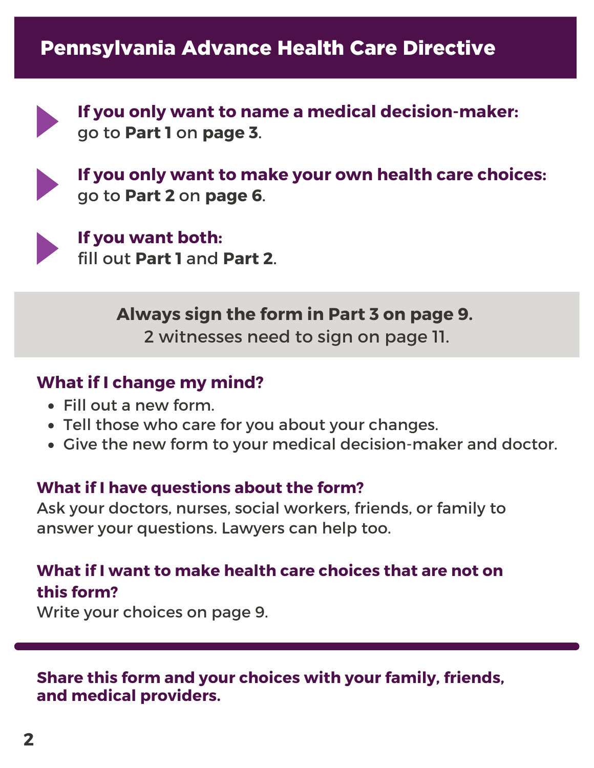# Pennsylvania Advance Health Care Directive

- **If you only want to name a medical decision-maker:**
  go to **Part 1** on **page 3**.

- **If you only want to make your own health care choices:**
  go to **Part 2** on **page 6**.

- **If you want both:**
  fill out **Part 1** and **Part 2**.

**Always sign the form in Part 3 on page 9.**
2 witnesses need to sign on page 11.

### What if I change my mind?

- Fill out a new form.
- Tell those who care for you about your changes.
- Give the new form to your medical decision-maker and doctor.

### What if I have questions about the form?

Ask your doctors, nurses, social workers, friends, or family to answer your questions. Lawyers can help too.

### What if I want to make health care choices that are not on this form?

Write your choices on page 9.

---

**Share this form and your choices with your family, friends, and medical providers.**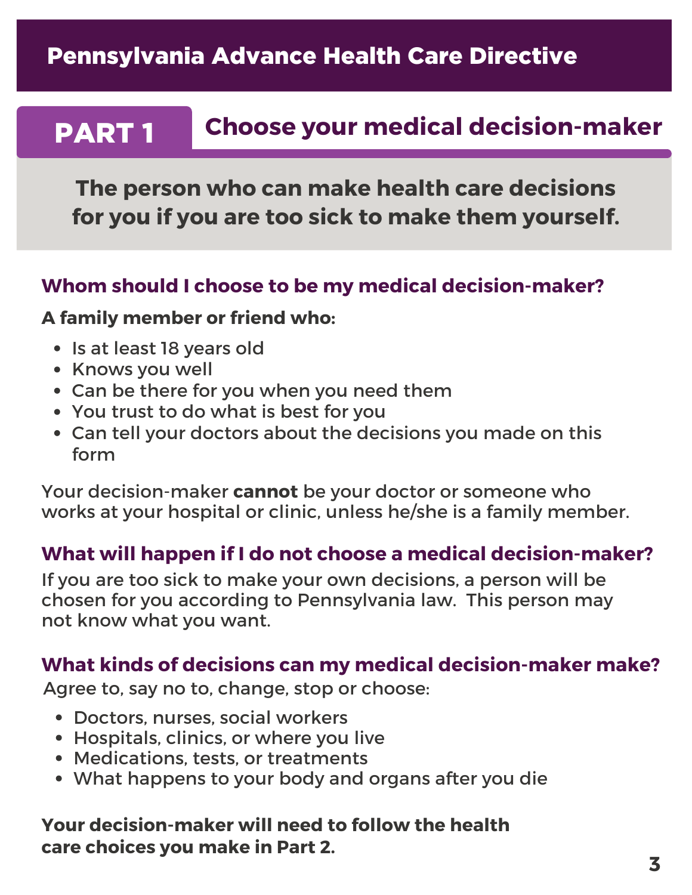# Pennsylvania Advance Health Care Directive

## PART 1 Choose your medical decision-maker

**The person who can make health care decisions for you if you are too sick to make them yourself.**

### Whom should I choose to be my medical decision-maker?

**A family member or friend who:**

- Is at least 18 years old
- Knows you well
- Can be there for you when you need them
- You trust to do what is best for you
- Can tell your doctors about the decisions you made on this form

Your decision-maker **cannot** be your doctor or someone who works at your hospital or clinic, unless he/she is a family member.

### What will happen if I do not choose a medical decision-maker?

If you are too sick to make your own decisions, a person will be chosen for you according to Pennsylvania law. This person may not know what you want.

### What kinds of decisions can my medical decision-maker make?

Agree to, say no to, change, stop or choose:

- Doctors, nurses, social workers
- Hospitals, clinics, or where you live
- Medications, tests, or treatments
- What happens to your body and organs after you die

**Your decision-maker will need to follow the health care choices you make in Part 2.**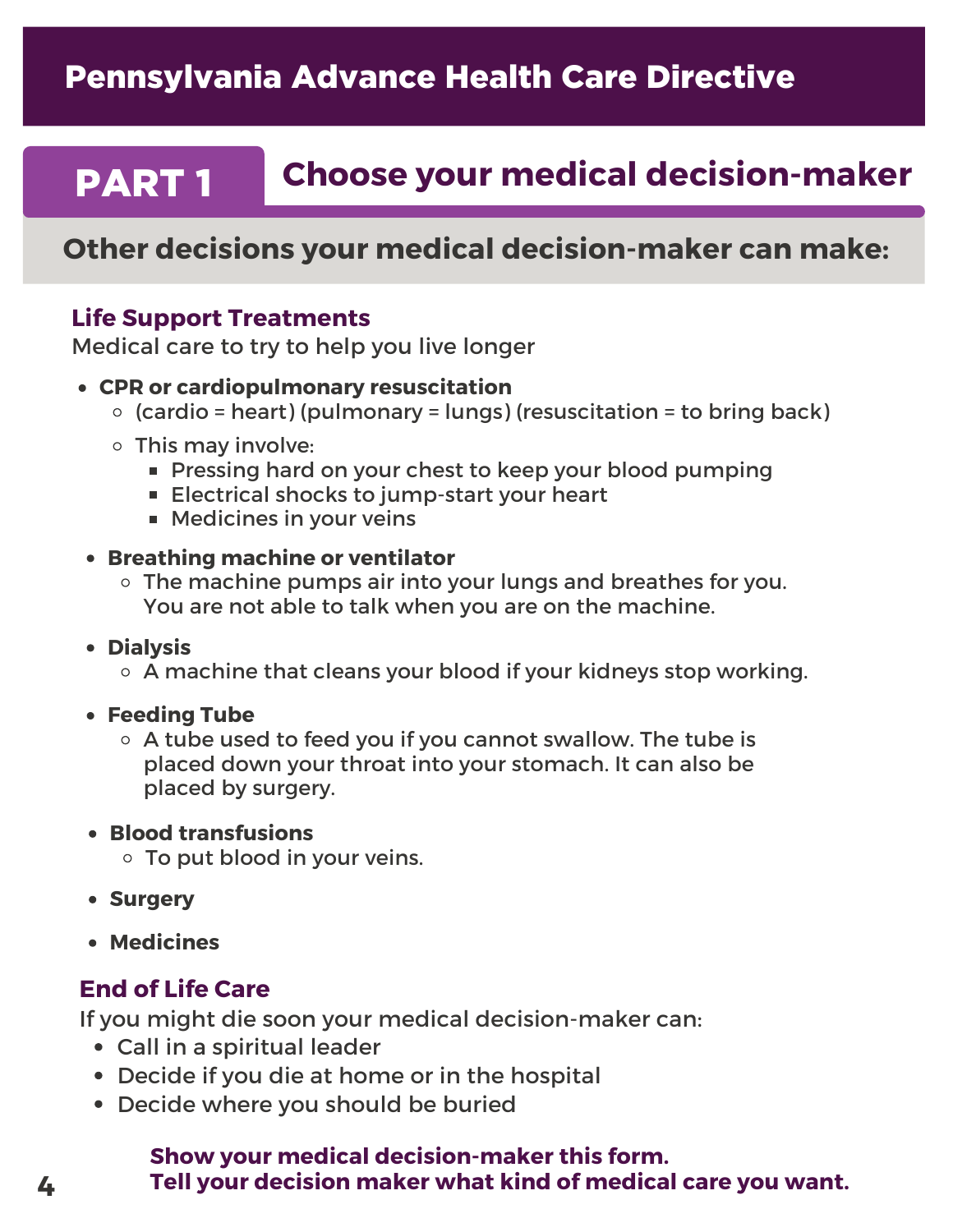# Pennsylvania Advance Health Care Directive

## PART 1 Choose your medical decision-maker

### Other decisions your medical decision-maker can make:

**Life Support Treatments**

Medical care to try to help you live longer

- **CPR or cardiopulmonary resuscitation**
  - (cardio = heart) (pulmonary = lungs) (resuscitation = to bring back)
  - This may involve:
    - Pressing hard on your chest to keep your blood pumping
    - Electrical shocks to jump-start your heart
    - Medicines in your veins
- **Breathing machine or ventilator**
  - The machine pumps air into your lungs and breathes for you. You are not able to talk when you are on the machine.
- **Dialysis**
  - A machine that cleans your blood if your kidneys stop working.
- **Feeding Tube**
  - A tube used to feed you if you cannot swallow. The tube is placed down your throat into your stomach. It can also be placed by surgery.
- **Blood transfusions**
  - To put blood in your veins.
- **Surgery**
- **Medicines**

**End of Life Care**

If you might die soon your medical decision-maker can:

- Call in a spiritual leader
- Decide if you die at home or in the hospital
- Decide where you should be buried

**Show your medical decision-maker this form.**
**Tell your decision maker what kind of medical care you want.**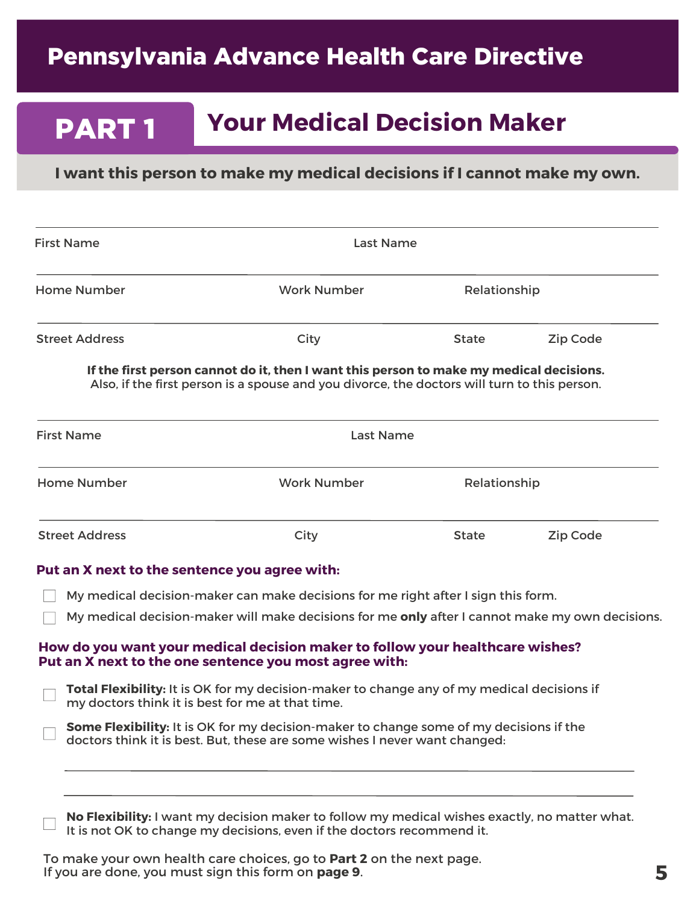# Pennsylvania Advance Health Care Directive

## PART 1 Your Medical Decision Maker

**I want this person to make my medical decisions if I cannot make my own.**

First Name ______________________ Last Name ______________________

Home Number ______________________ Work Number ______________________ Relationship ______________________

Street Address ______________________ City ______________________ State ______ Zip Code ______

**If the first person cannot do it, then I want this person to make my medical decisions.**
Also, if the first person is a spouse and you divorce, the doctors will turn to this person.

First Name ______________________ Last Name ______________________

Home Number ______________________ Work Number ______________________ Relationship ______________________

Street Address ______________________ City ______________________ State ______ Zip Code ______

**Put an X next to the sentence you agree with:**

- ☐ My medical decision-maker can make decisions for me right after I sign this form.
- ☐ My medical decision-maker will make decisions for me **only** after I cannot make my own decisions.

**How do you want your medical decision maker to follow your healthcare wishes?**
**Put an X next to the one sentence you most agree with:**

- ☐ **Total Flexibility:** It is OK for my decision-maker to change any of my medical decisions if my doctors think it is best for me at that time.
- ☐ **Some Flexibility:** It is OK for my decision-maker to change some of my decisions if the doctors think it is best. But, these are some wishes I never want changed:

  ______________________________________________________________

  ______________________________________________________________

- ☐ **No Flexibility:** I want my decision maker to follow my medical wishes exactly, no matter what. It is not OK to change my decisions, even if the doctors recommend it.

To make your own health care choices, go to **Part 2** on the next page.
If you are done, you must sign this form on **page 9**.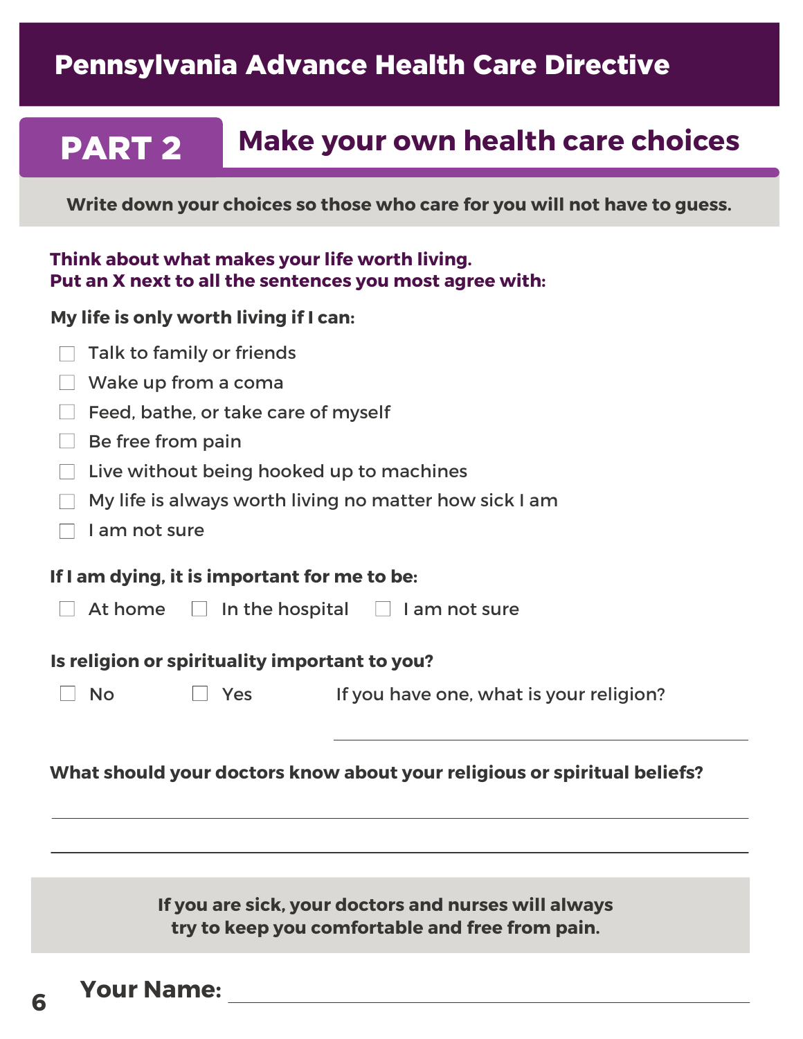# Pennsylvania Advance Health Care Directive

## PART 2 Make your own health care choices

**Write down your choices so those who care for you will not have to guess.**

**Think about what makes your life worth living.**
**Put an X next to all the sentences you most agree with:**

**My life is only worth living if I can:**

- ☐ Talk to family or friends
- ☐ Wake up from a coma
- ☐ Feed, bathe, or take care of myself
- ☐ Be free from pain
- ☐ Live without being hooked up to machines
- ☐ My life is always worth living no matter how sick I am
- ☐ I am not sure

**If I am dying, it is important for me to be:**

☐ At home ☐ In the hospital ☐ I am not sure

**Is religion or spirituality important to you?**

☐ No ☐ Yes If you have one, what is your religion?

______________________________

**What should your doctors know about your religious or spiritual beliefs?**

______________________________

______________________________

**If you are sick, your doctors and nurses will always try to keep you comfortable and free from pain.**

**Your Name:** ______________________________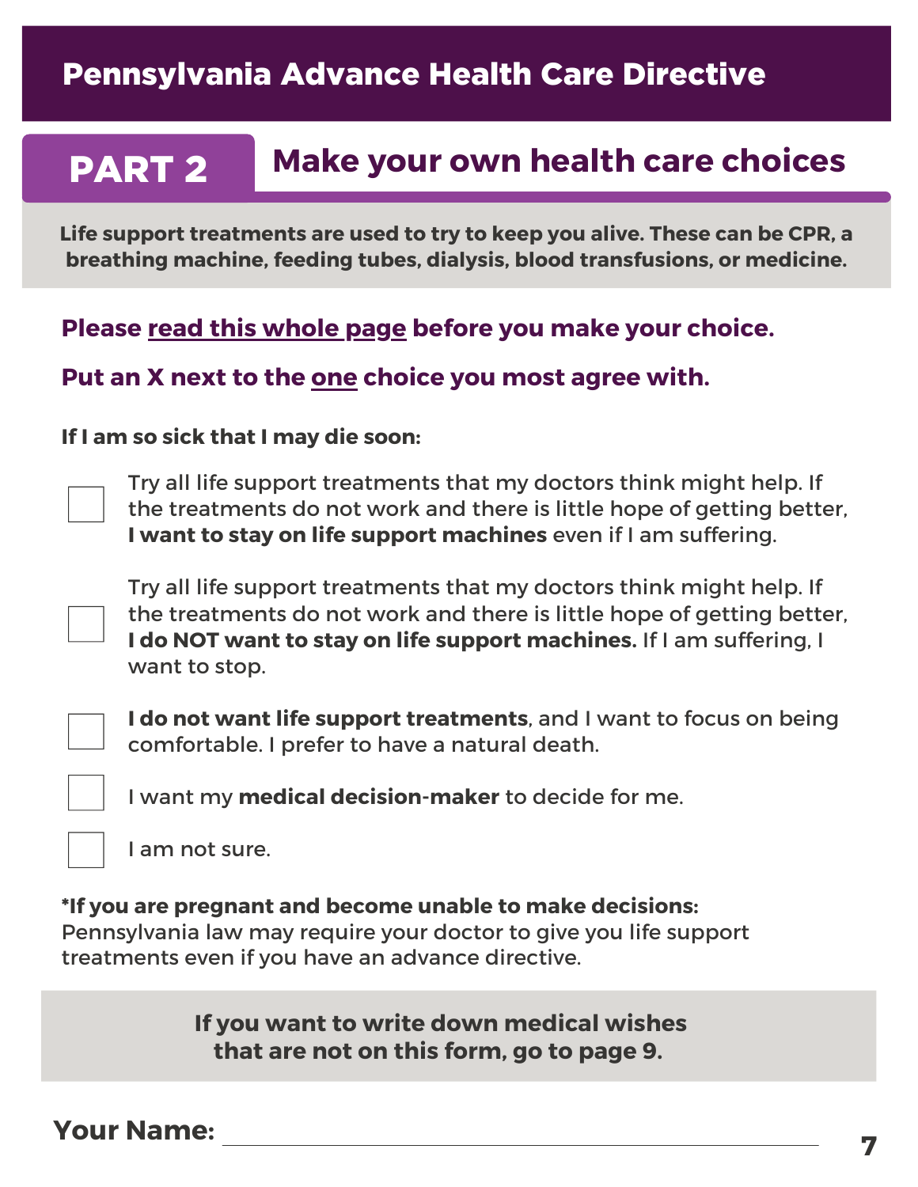# Pennsylvania Advance Health Care Directive

## PART 2 Make your own health care choices

**Life support treatments are used to try to keep you alive. These can be CPR, a breathing machine, feeding tubes, dialysis, blood transfusions, or medicine.**

**Please <u>read this whole page</u> before you make your choice.**

**Put an X next to the <u>one</u> choice you most agree with.**

**If I am so sick that I may die soon:**

- [ ] Try all life support treatments that my doctors think might help. If the treatments do not work and there is little hope of getting better, **I want to stay on life support machines** even if I am suffering.
- [ ] Try all life support treatments that my doctors think might help. If the treatments do not work and there is little hope of getting better, **I do NOT want to stay on life support machines.** If I am suffering, I want to stop.
- [ ] **I do not want life support treatments**, and I want to focus on being comfortable. I prefer to have a natural death.
- [ ] I want my **medical decision-maker** to decide for me.
- [ ] I am not sure.

**\*If you are pregnant and become unable to make decisions:** Pennsylvania law may require your doctor to give you life support treatments even if you have an advance directive.

**If you want to write down medical wishes that are not on this form, go to page 9.**

**Your Name:** ______________________________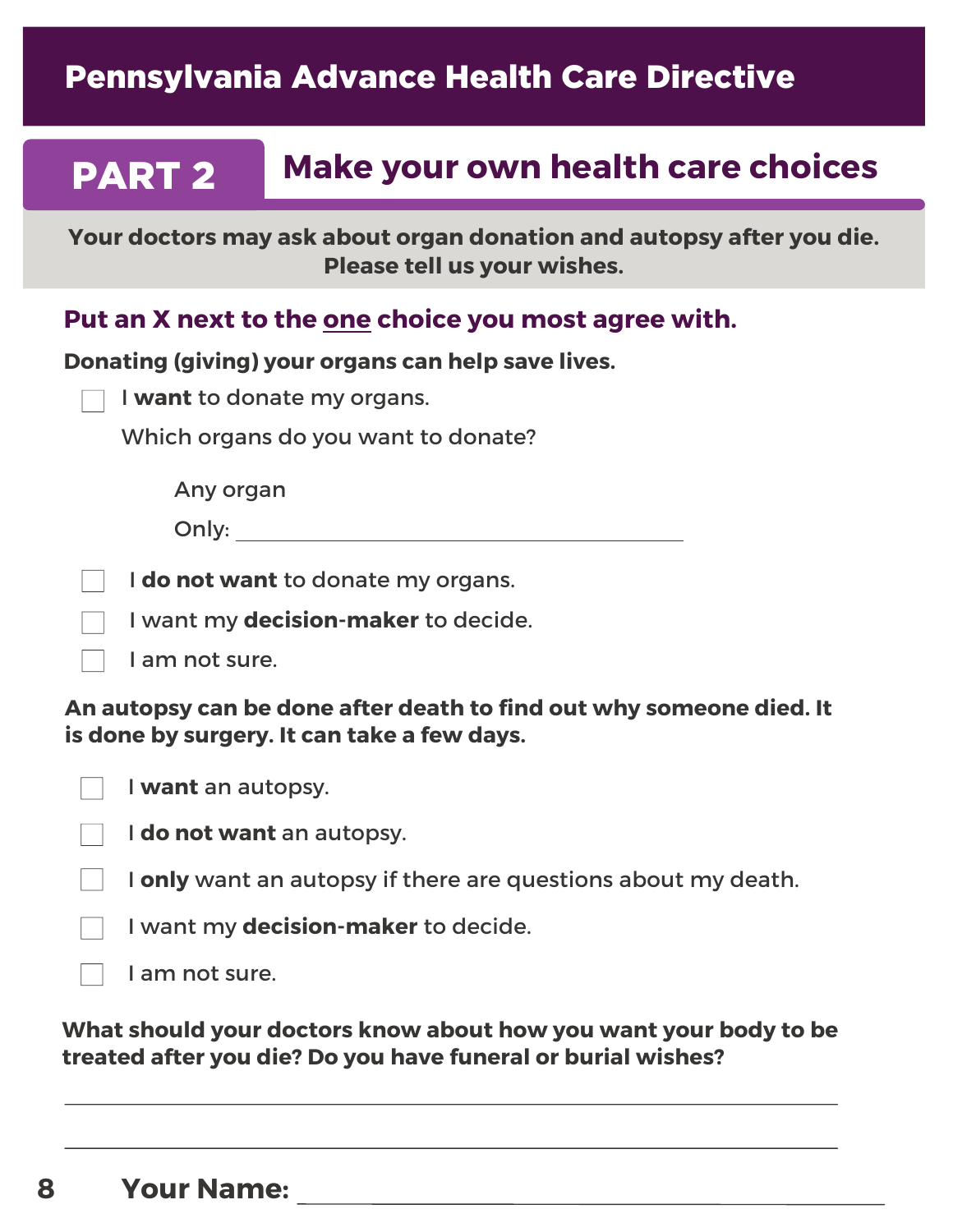# Pennsylvania Advance Health Care Directive

## PART 2 Make your own health care choices

**Your doctors may ask about organ donation and autopsy after you die. Please tell us your wishes.**

### Put an X next to the one choice you most agree with.

**Donating (giving) your organs can help save lives.**

- ☐ I **want** to donate my organs.

  Which organs do you want to donate?

  Any organ

  Only: ______________________________

- ☐ I **do not want** to donate my organs.
- ☐ I want my **decision-maker** to decide.
- ☐ I am not sure.

**An autopsy can be done after death to find out why someone died. It is done by surgery. It can take a few days.**

- ☐ I **want** an autopsy.
- ☐ I **do not want** an autopsy.
- ☐ I **only** want an autopsy if there are questions about my death.
- ☐ I want my **decision-maker** to decide.
- ☐ I am not sure.

**What should your doctors know about how you want your body to be treated after you die? Do you have funeral or burial wishes?**

______________________________________________________________

______________________________________________________________

**Your Name:** ______________________________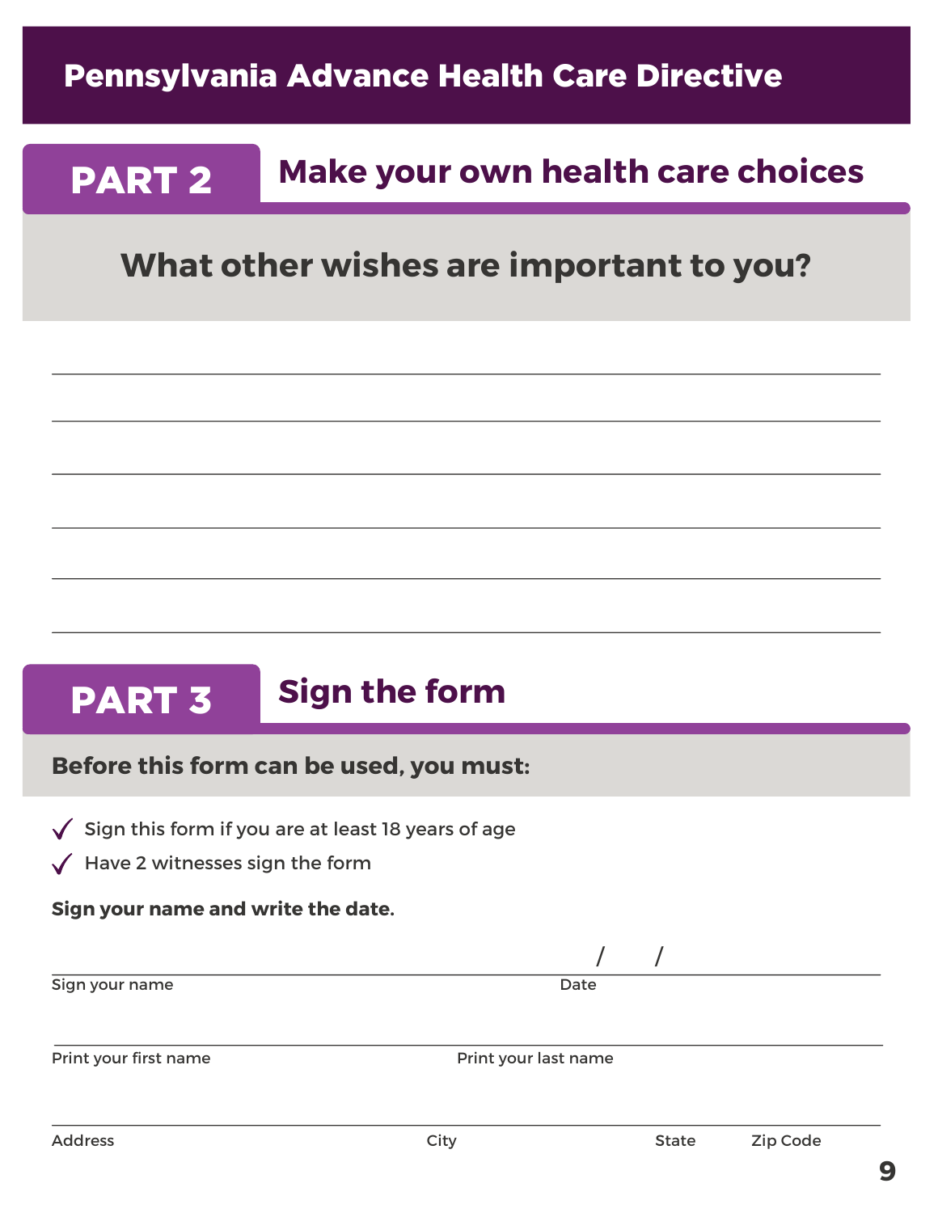# Pennsylvania Advance Health Care Directive

## PART 2 Make your own health care choices

### What other wishes are important to you?

______________________________________________________________________

______________________________________________________________________

______________________________________________________________________

______________________________________________________________________

______________________________________________________________________

______________________________________________________________________

## PART 3 Sign the form

**Before this form can be used, you must:**

- ✓ Sign this form if you are at least 18 years of age
- ✓ Have 2 witnesses sign the form

**Sign your name and write the date.**

______________________________________________ ____/____/____

Sign your name — Date

______________________________________________________________________

Print your first name — Print your last name

______________________________________________________________________

Address — City — State — Zip Code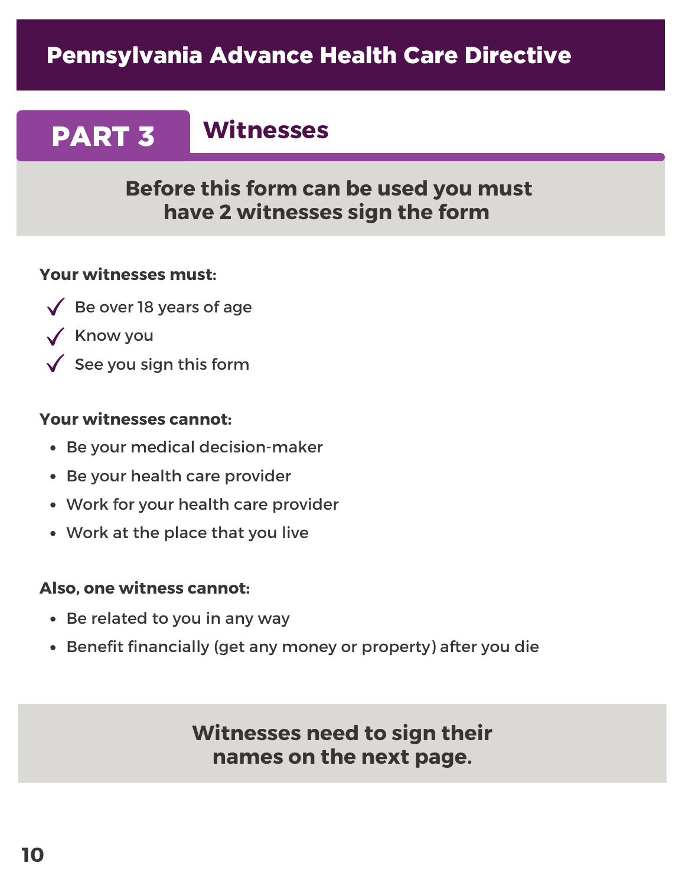# Pennsylvania Advance Health Care Directive

## PART 3 Witnesses

**Before this form can be used you must have 2 witnesses sign the form**

**Your witnesses must:**

- ✓ Be over 18 years of age
- ✓ Know you
- ✓ See you sign this form

**Your witnesses cannot:**

- Be your medical decision-maker
- Be your health care provider
- Work for your health care provider
- Work at the place that you live

**Also, one witness cannot:**

- Be related to you in any way
- Benefit financially (get any money or property) after you die

**Witnesses need to sign their names on the next page.**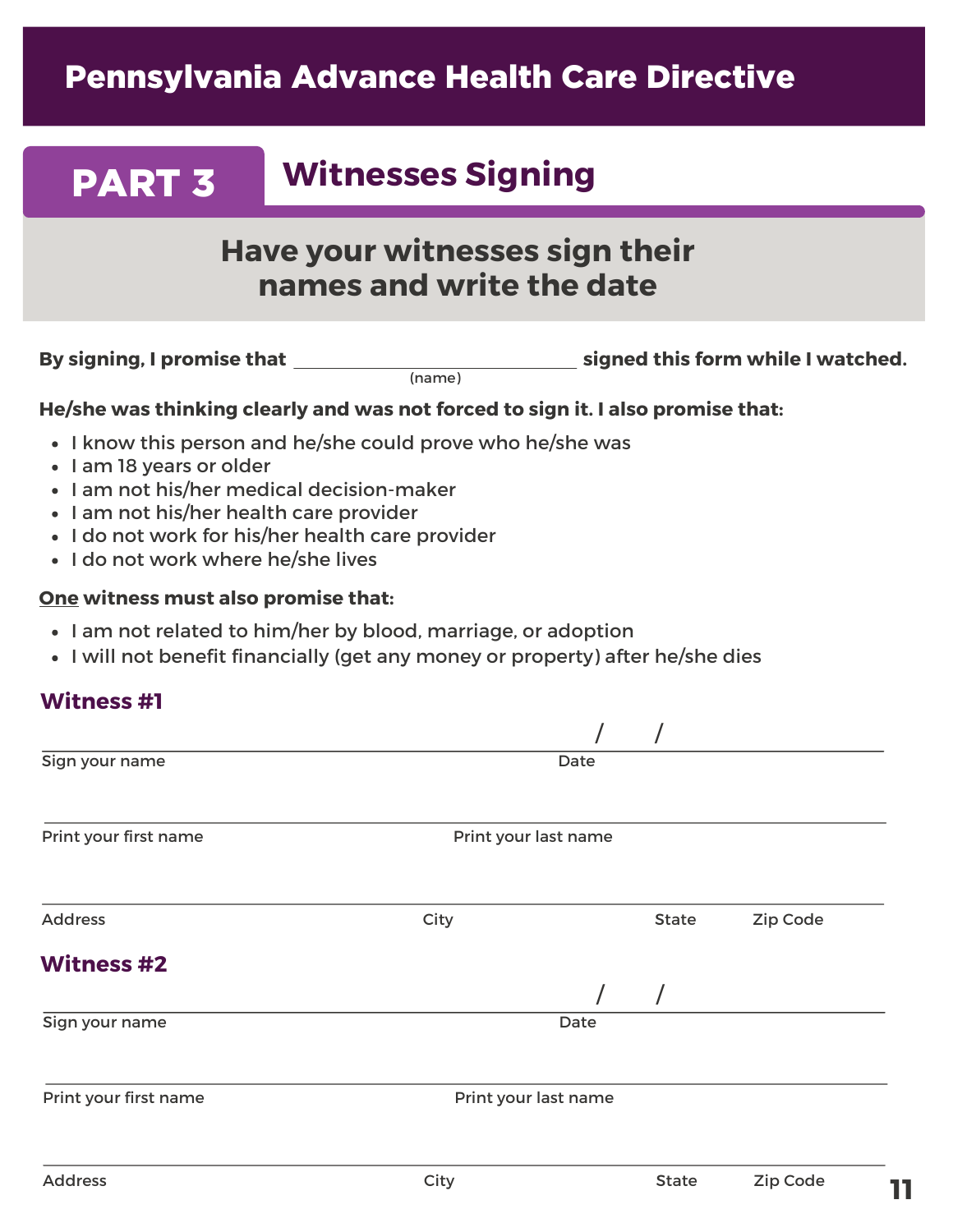# Pennsylvania Advance Health Care Directive

## PART 3 Witnesses Signing

### Have your witnesses sign their names and write the date

**By signing, I promise that** ______________________________ **signed this form while I watched.**
(name)

**He/she was thinking clearly and was not forced to sign it. I also promise that:**

- I know this person and he/she could prove who he/she was
- I am 18 years or older
- I am not his/her medical decision-maker
- I am not his/her health care provider
- I do not work for his/her health care provider
- I do not work where he/she lives

**One witness must also promise that:**

- I am not related to him/her by blood, marriage, or adoption
- I will not benefit financially (get any money or property) after he/she dies

### Witness #1

______________________________________________ ____ / ____ / ____
Sign your name Date

______________________________________________ ______________________________________________
Print your first name Print your last name

______________________________________________ ______________________ __________ __________
Address City State Zip Code

### Witness #2

______________________________________________ ____ / ____ / ____
Sign your name Date

______________________________________________ ______________________________________________
Print your first name Print your last name

______________________________________________ ______________________ __________ __________
Address City State Zip Code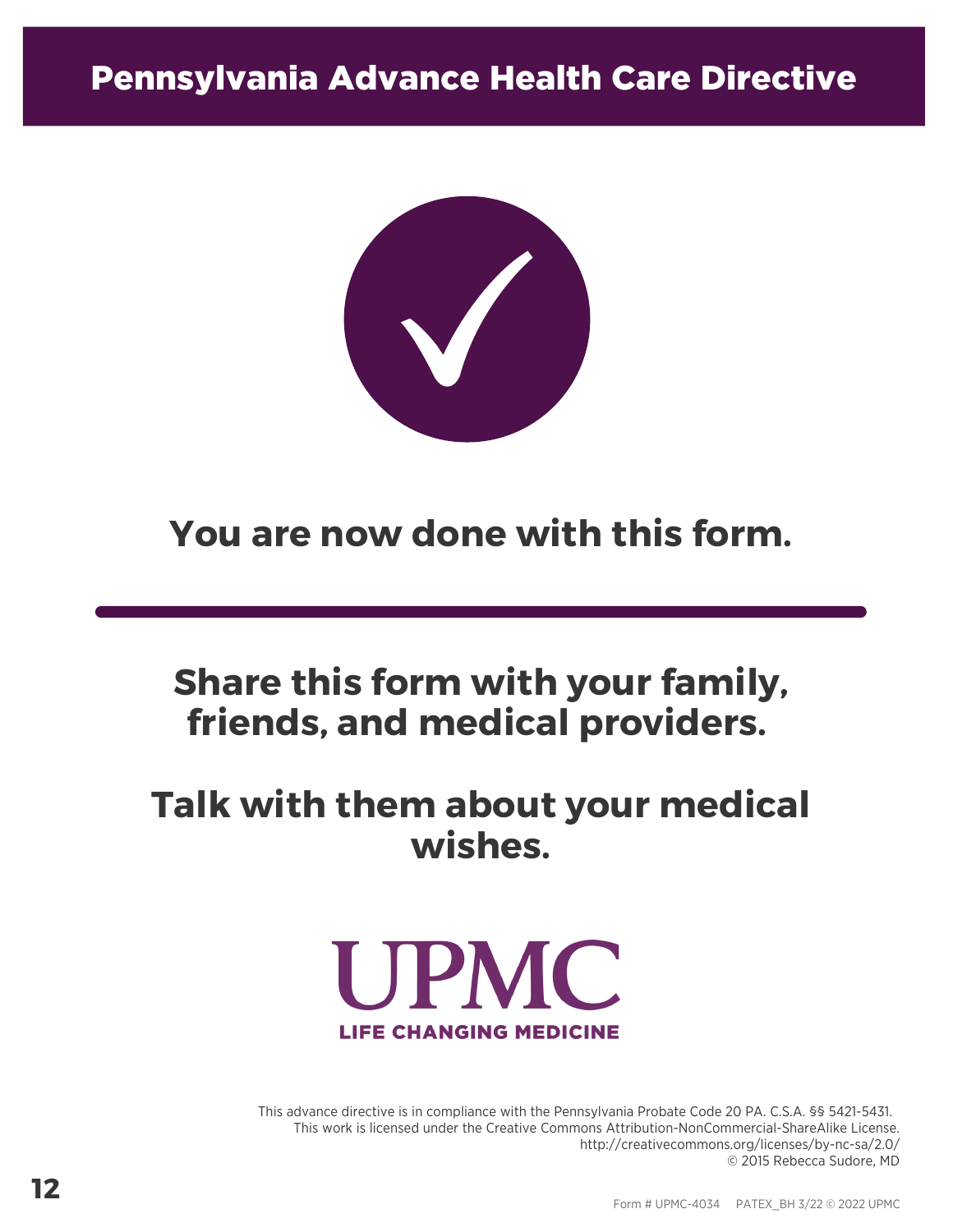# Pennsylvania Advance Health Care Directive

## You are now done with this form.

## Share this form with your family, friends, and medical providers.

## Talk with them about your medical wishes.

UPMC
LIFE CHANGING MEDICINE

This advance directive is in compliance with the Pennsylvania Probate Code 20 PA. C.S.A. §§ 5421-5431.
This work is licensed under the Creative Commons Attribution-NonCommercial-ShareAlike License.
http://creativecommons.org/licenses/by-nc-sa/2.0/
© 2015 Rebecca Sudore, MD

Form # UPMC-4034 PATEX_BH 3/22 © 2022 UPMC